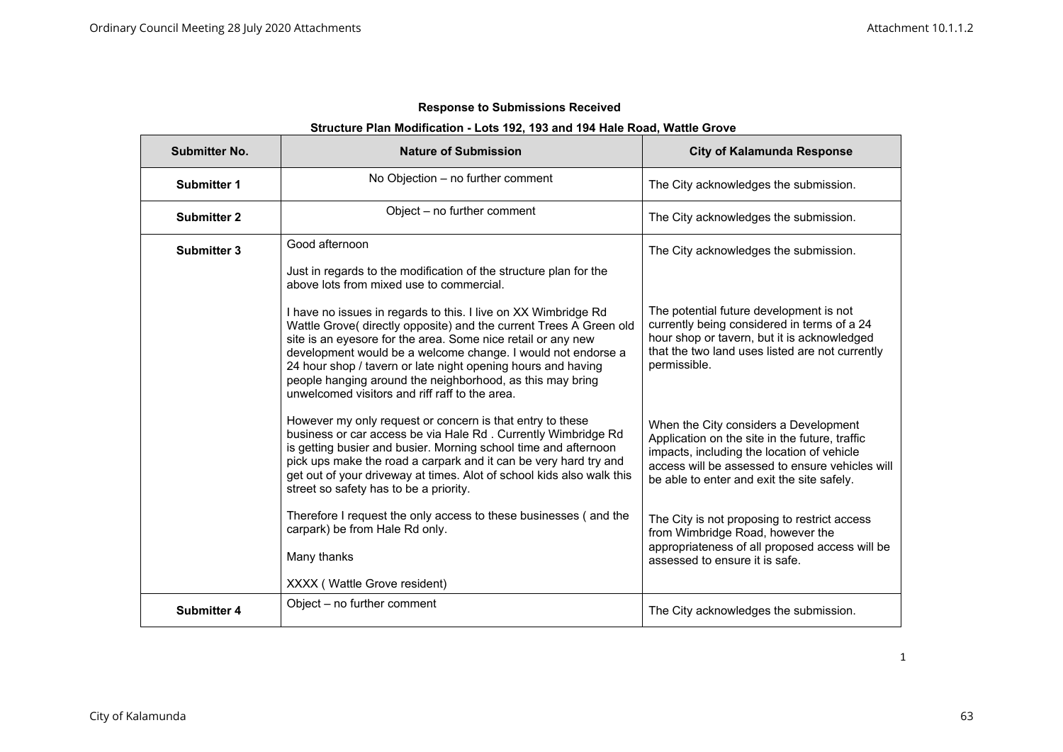**Response to Submissions Received**

**Structure Plan Modification - Lots 192, 193 and 194 Hale Road, Wattle Grove**

| Submitter No. | Nature of Submission | City of Kalamunda Response |
|---|---|---|
| **Submitter 1** | No Objection – no further comment | The City acknowledges the submission. |
| **Submitter 2** | Object – no further comment | The City acknowledges the submission. |
| **Submitter 3** | Good afternoon<br><br>Just in regards to the modification of the structure plan for the above lots from mixed use to commercial.<br><br>I have no issues in regards to this. I live on XX Wimbridge Rd Wattle Grove( directly opposite) and the current Trees A Green old site is an eyesore for the area. Some nice retail or any new development would be a welcome change. I would not endorse a 24 hour shop / tavern or late night opening hours and having people hanging around the neighborhood, as this may bring unwelcomed visitors and riff raff to the area.<br><br>However my only request or concern is that entry to these business or car access be via Hale Rd . Currently Wimbridge Rd is getting busier and busier. Morning school time and afternoon pick ups make the road a carpark and it can be very hard try and get out of your driveway at times. Alot of school kids also walk this street so safety has to be a priority.<br><br>Therefore I request the only access to these businesses ( and the carpark) be from Hale Rd only.<br><br>Many thanks<br><br>XXXX ( Wattle Grove resident) | The City acknowledges the submission.<br><br>The potential future development is not currently being considered in terms of a 24 hour shop or tavern, but it is acknowledged that the two land uses listed are not currently permissible.<br><br>When the City considers a Development Application on the site in the future, traffic impacts, including the location of vehicle access will be assessed to ensure vehicles will be able to enter and exit the site safely.<br><br>The City is not proposing to restrict access from Wimbridge Road, however the appropriateness of all proposed access will be assessed to ensure it is safe. |
| **Submitter 4** | Object – no further comment | The City acknowledges the submission. |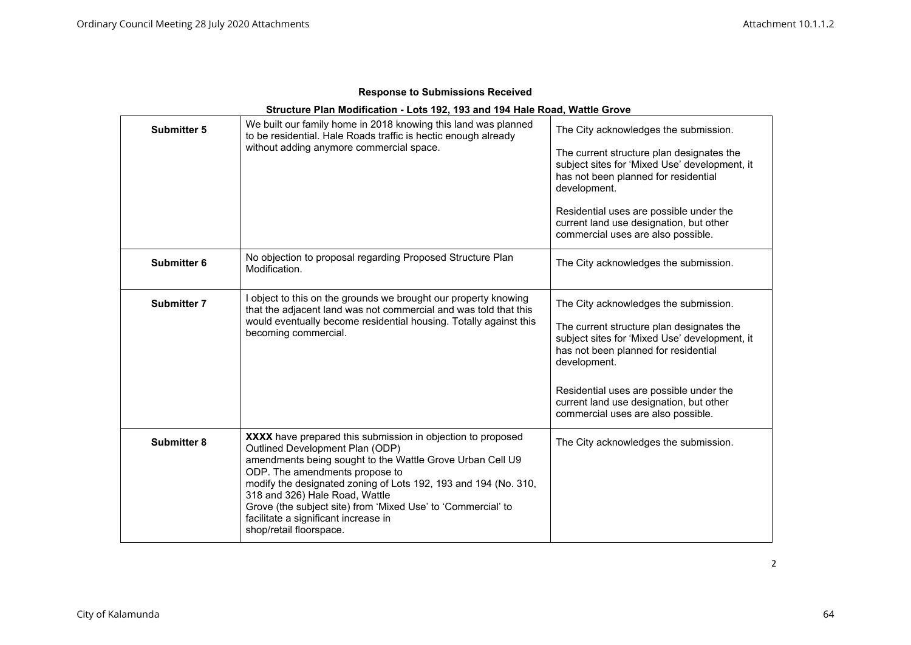**Response to Submissions Received**

**Structure Plan Modification - Lots 192, 193 and 194 Hale Road, Wattle Grove**

| | | |
|---|---|---|
| **Submitter 5** | We built our family home in 2018 knowing this land was planned to be residential. Hale Roads traffic is hectic enough already without adding anymore commercial space. | The City acknowledges the submission.<br><br>The current structure plan designates the subject sites for 'Mixed Use' development, it has not been planned for residential development.<br><br>Residential uses are possible under the current land use designation, but other commercial uses are also possible. |
| **Submitter 6** | No objection to proposal regarding Proposed Structure Plan Modification. | The City acknowledges the submission. |
| **Submitter 7** | I object to this on the grounds we brought our property knowing that the adjacent land was not commercial and was told that this would eventually become residential housing. Totally against this becoming commercial. | The City acknowledges the submission.<br><br>The current structure plan designates the subject sites for 'Mixed Use' development, it has not been planned for residential development.<br><br>Residential uses are possible under the current land use designation, but other commercial uses are also possible. |
| **Submitter 8** | **XXXX** have prepared this submission in objection to proposed Outlined Development Plan (ODP) amendments being sought to the Wattle Grove Urban Cell U9 ODP. The amendments propose to modify the designated zoning of Lots 192, 193 and 194 (No. 310, 318 and 326) Hale Road, Wattle Grove (the subject site) from 'Mixed Use' to 'Commercial' to facilitate a significant increase in shop/retail floorspace. | The City acknowledges the submission. |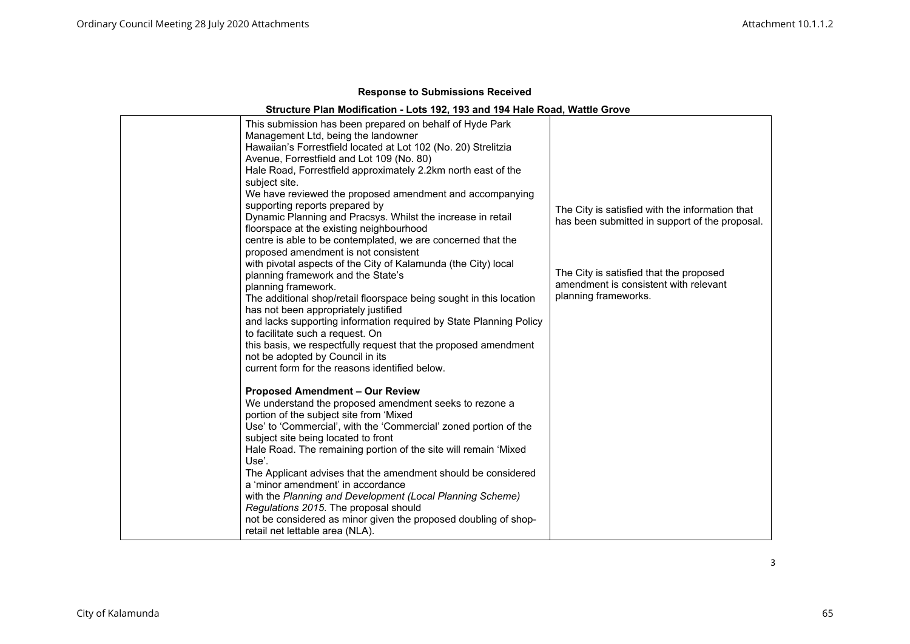**Response to Submissions Received**

**Structure Plan Modification - Lots 192, 193 and 194 Hale Road, Wattle Grove**

| | | |
|---|---|---|
| | This submission has been prepared on behalf of Hyde Park Management Ltd, being the landowner Hawaiian's Forrestfield located at Lot 102 (No. 20) Strelitzia Avenue, Forrestfield and Lot 109 (No. 80) Hale Road, Forrestfield approximately 2.2km north east of the subject site.<br>We have reviewed the proposed amendment and accompanying supporting reports prepared by Dynamic Planning and Pracsys. Whilst the increase in retail floorspace at the existing neighbourhood centre is able to be contemplated, we are concerned that the proposed amendment is not consistent with pivotal aspects of the City of Kalamunda (the City) local planning framework and the State's planning framework.<br>The additional shop/retail floorspace being sought in this location has not been appropriately justified and lacks supporting information required by State Planning Policy to facilitate such a request. On this basis, we respectfully request that the proposed amendment not be adopted by Council in its current form for the reasons identified below.<br><br>**Proposed Amendment – Our Review**<br>We understand the proposed amendment seeks to rezone a portion of the subject site from 'Mixed Use' to 'Commercial', with the 'Commercial' zoned portion of the subject site being located to front Hale Road. The remaining portion of the site will remain 'Mixed Use'.<br>The Applicant advises that the amendment should be considered a 'minor amendment' in accordance with the *Planning and Development (Local Planning Scheme) Regulations 2015*. The proposal should not be considered as minor given the proposed doubling of shop-retail net lettable area (NLA). | The City is satisfied with the information that has been submitted in support of the proposal.<br><br>The City is satisfied that the proposed amendment is consistent with relevant planning frameworks. |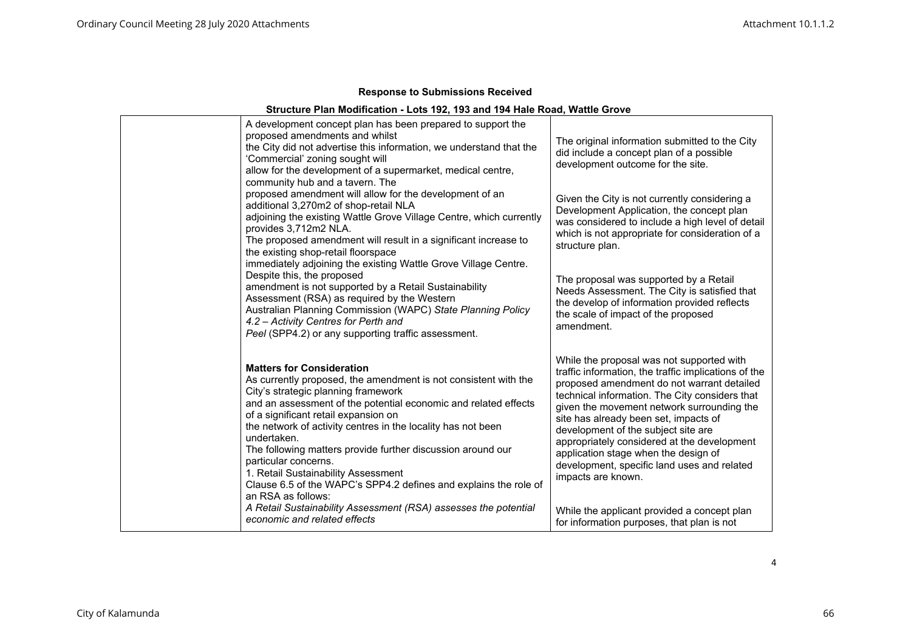**Response to Submissions Received**

**Structure Plan Modification - Lots 192, 193 and 194 Hale Road, Wattle Grove**

| | | |
|---|---|---|
| | A development concept plan has been prepared to support the proposed amendments and whilst the City did not advertise this information, we understand that the 'Commercial' zoning sought will allow for the development of a supermarket, medical centre, community hub and a tavern. The proposed amendment will allow for the development of an additional 3,270m2 of shop-retail NLA adjoining the existing Wattle Grove Village Centre, which currently provides 3,712m2 NLA.<br>The proposed amendment will result in a significant increase to the existing shop-retail floorspace immediately adjoining the existing Wattle Grove Village Centre. Despite this, the proposed amendment is not supported by a Retail Sustainability Assessment (RSA) as required by the Western Australian Planning Commission (WAPC) *State Planning Policy 4.2 – Activity Centres for Perth and Peel* (SPP4.2) or any supporting traffic assessment.<br><br>**Matters for Consideration**<br>As currently proposed, the amendment is not consistent with the City's strategic planning framework and an assessment of the potential economic and related effects of a significant retail expansion on the network of activity centres in the locality has not been undertaken.<br>The following matters provide further discussion around our particular concerns.<br>1. Retail Sustainability Assessment<br>Clause 6.5 of the WAPC's SPP4.2 defines and explains the role of an RSA as follows:<br>*A Retail Sustainability Assessment (RSA) assesses the potential economic and related effects* | The original information submitted to the City did include a concept plan of a possible development outcome for the site.<br><br>Given the City is not currently considering a Development Application, the concept plan was considered to include a high level of detail which is not appropriate for consideration of a structure plan.<br><br>The proposal was supported by a Retail Needs Assessment. The City is satisfied that the develop of information provided reflects the scale of impact of the proposed amendment.<br><br>While the proposal was not supported with traffic information, the traffic implications of the proposed amendment do not warrant detailed technical information. The City considers that given the movement network surrounding the site has already been set, impacts of development of the subject site are appropriately considered at the development application stage when the design of development, specific land uses and related impacts are known.<br><br>While the applicant provided a concept plan for information purposes, that plan is not |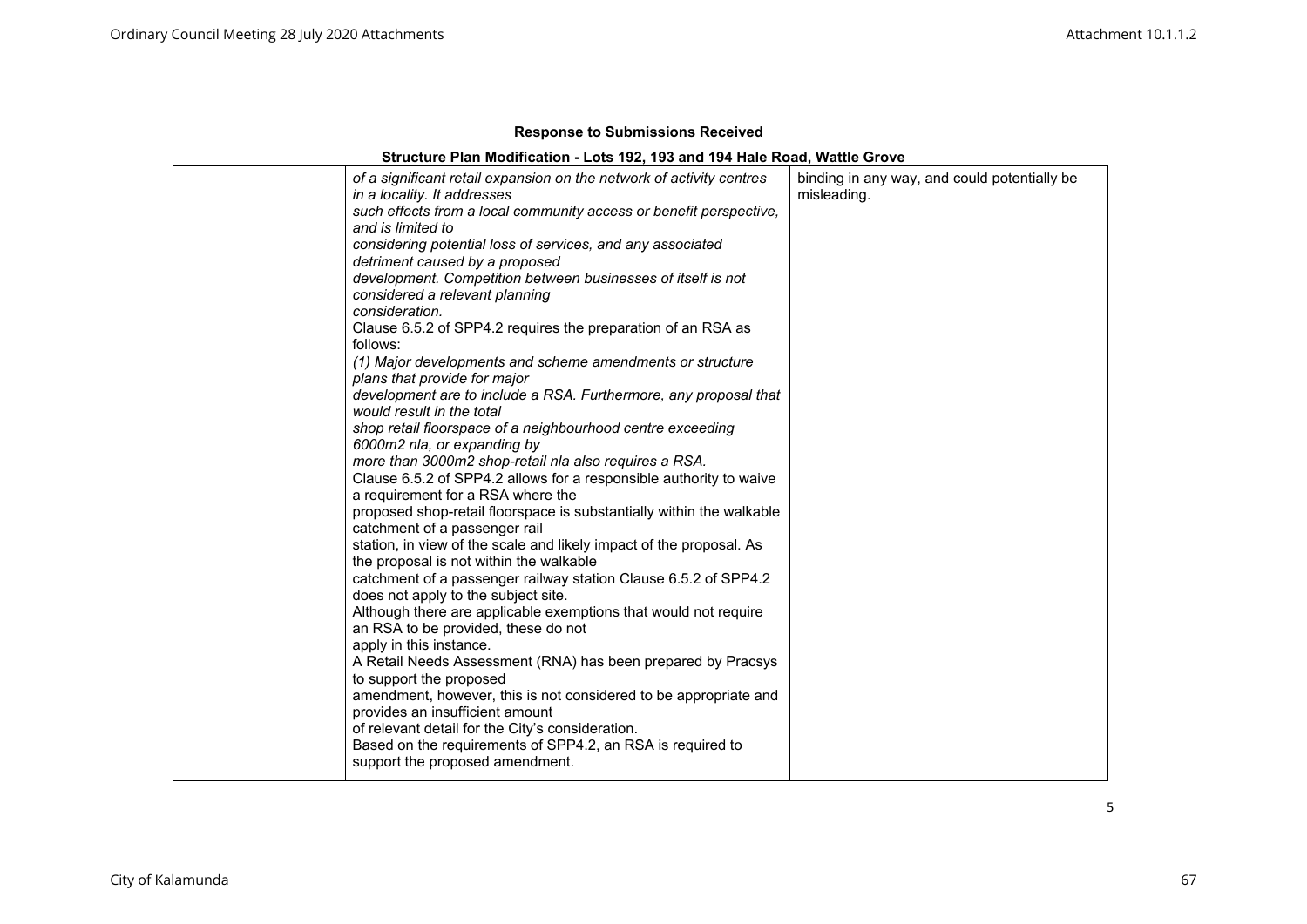**Response to Submissions Received**

**Structure Plan Modification - Lots 192, 193 and 194 Hale Road, Wattle Grove**

| | | |
|---|---|---|
| | *of a significant retail expansion on the network of activity centres in a locality. It addresses such effects from a local community access or benefit perspective, and is limited to considering potential loss of services, and any associated detriment caused by a proposed development. Competition between businesses of itself is not considered a relevant planning consideration.*<br>Clause 6.5.2 of SPP4.2 requires the preparation of an RSA as follows:<br>*(1) Major developments and scheme amendments or structure plans that provide for major development are to include a RSA. Furthermore, any proposal that would result in the total shop retail floorspace of a neighbourhood centre exceeding 6000m2 nla, or expanding by more than 3000m2 shop-retail nla also requires a RSA.*<br>Clause 6.5.2 of SPP4.2 allows for a responsible authority to waive a requirement for a RSA where the proposed shop-retail floorspace is substantially within the walkable catchment of a passenger rail station, in view of the scale and likely impact of the proposal. As the proposal is not within the walkable catchment of a passenger railway station Clause 6.5.2 of SPP4.2 does not apply to the subject site.<br>Although there are applicable exemptions that would not require an RSA to be provided, these do not apply in this instance.<br>A Retail Needs Assessment (RNA) has been prepared by Pracsys to support the proposed amendment, however, this is not considered to be appropriate and provides an insufficient amount of relevant detail for the City's consideration.<br>Based on the requirements of SPP4.2, an RSA is required to support the proposed amendment. | binding in any way, and could potentially be misleading. |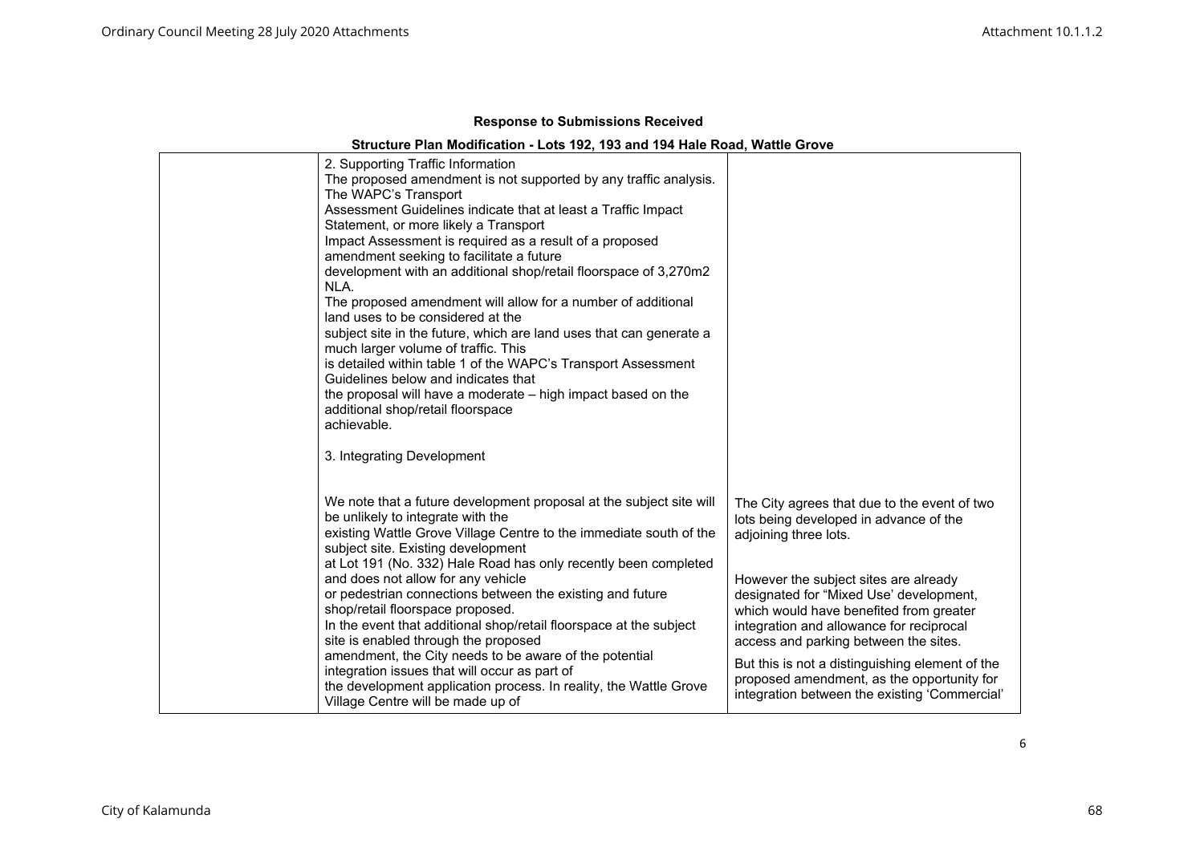**Response to Submissions Received**

**Structure Plan Modification - Lots 192, 193 and 194 Hale Road, Wattle Grove**

| | | |
|---|---|---|
| | 2. Supporting Traffic Information<br>The proposed amendment is not supported by any traffic analysis. The WAPC's Transport Assessment Guidelines indicate that at least a Traffic Impact Statement, or more likely a Transport Impact Assessment is required as a result of a proposed amendment seeking to facilitate a future development with an additional shop/retail floorspace of 3,270m2 NLA.<br>The proposed amendment will allow for a number of additional land uses to be considered at the subject site in the future, which are land uses that can generate a much larger volume of traffic. This is detailed within table 1 of the WAPC's Transport Assessment Guidelines below and indicates that the proposal will have a moderate – high impact based on the additional shop/retail floorspace achievable.<br><br>3. Integrating Development<br><br>We note that a future development proposal at the subject site will be unlikely to integrate with the existing Wattle Grove Village Centre to the immediate south of the subject site. Existing development at Lot 191 (No. 332) Hale Road has only recently been completed and does not allow for any vehicle or pedestrian connections between the existing and future shop/retail floorspace proposed.<br>In the event that additional shop/retail floorspace at the subject site is enabled through the proposed amendment, the City needs to be aware of the potential integration issues that will occur as part of the development application process. In reality, the Wattle Grove Village Centre will be made up of | The City agrees that due to the event of two lots being developed in advance of the adjoining three lots.<br><br>However the subject sites are already designated for "Mixed Use' development, which would have benefited from greater integration and allowance for reciprocal access and parking between the sites.<br><br>But this is not a distinguishing element of the proposed amendment, as the opportunity for integration between the existing 'Commercial' |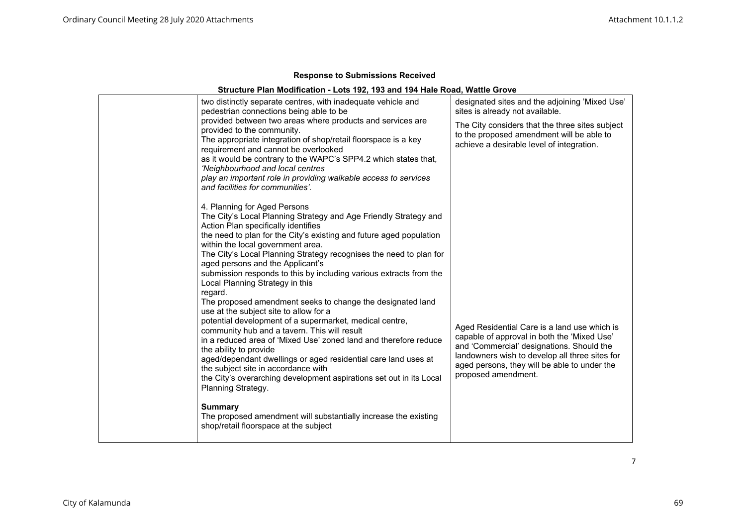**Response to Submissions Received**

**Structure Plan Modification - Lots 192, 193 and 194 Hale Road, Wattle Grove**

| | | |
|---|---|---|
| | two distinctly separate centres, with inadequate vehicle and pedestrian connections being able to be provided between two areas where products and services are provided to the community.<br>The appropriate integration of shop/retail floorspace is a key requirement and cannot be overlooked as it would be contrary to the WAPC's SPP4.2 which states that, *'Neighbourhood and local centres play an important role in providing walkable access to services and facilities for communities'.*<br><br>4. Planning for Aged Persons<br>The City's Local Planning Strategy and Age Friendly Strategy and Action Plan specifically identifies the need to plan for the City's existing and future aged population within the local government area.<br>The City's Local Planning Strategy recognises the need to plan for aged persons and the Applicant's submission responds to this by including various extracts from the Local Planning Strategy in this regard.<br>The proposed amendment seeks to change the designated land use at the subject site to allow for a potential development of a supermarket, medical centre, community hub and a tavern. This will result in a reduced area of 'Mixed Use' zoned land and therefore reduce the ability to provide aged/dependant dwellings or aged residential care land uses at the subject site in accordance with the City's overarching development aspirations set out in its Local Planning Strategy.<br><br>**Summary**<br>The proposed amendment will substantially increase the existing shop/retail floorspace at the subject | designated sites and the adjoining 'Mixed Use' sites is already not available.<br><br>The City considers that the three sites subject to the proposed amendment will be able to achieve a desirable level of integration.<br><br>Aged Residential Care is a land use which is capable of approval in both the 'Mixed Use' and 'Commercial' designations. Should the landowners wish to develop all three sites for aged persons, they will be able to under the proposed amendment. |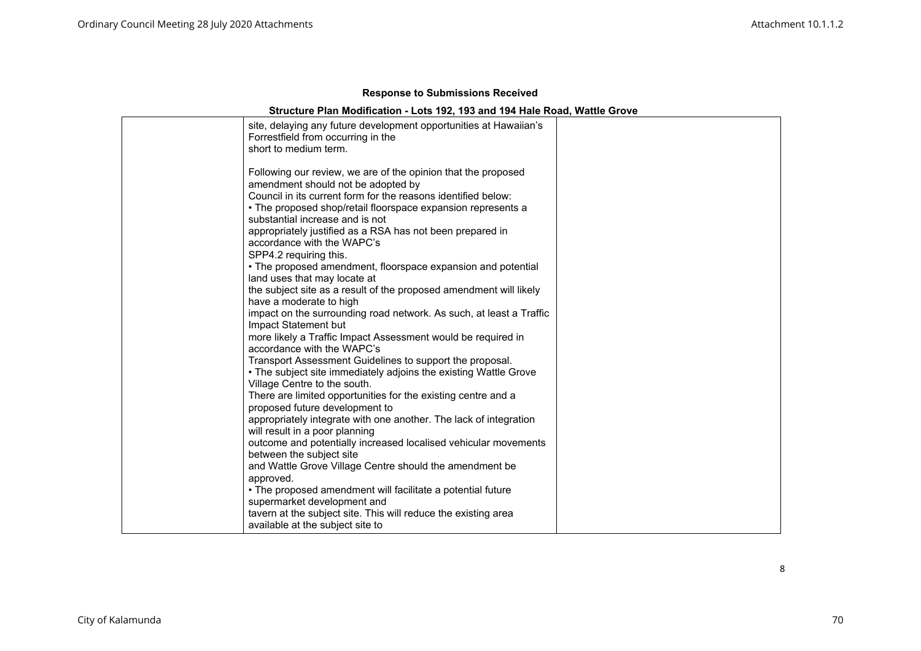**Response to Submissions Received**

**Structure Plan Modification - Lots 192, 193 and 194 Hale Road, Wattle Grove**

| | | |
|---|---|---|
| | site, delaying any future development opportunities at Hawaiian's Forrestfield from occurring in the short to medium term.<br><br>Following our review, we are of the opinion that the proposed amendment should not be adopted by Council in its current form for the reasons identified below:<br>• The proposed shop/retail floorspace expansion represents a substantial increase and is not appropriately justified as a RSA has not been prepared in accordance with the WAPC's SPP4.2 requiring this.<br>• The proposed amendment, floorspace expansion and potential land uses that may locate at the subject site as a result of the proposed amendment will likely have a moderate to high impact on the surrounding road network. As such, at least a Traffic Impact Statement but more likely a Traffic Impact Assessment would be required in accordance with the WAPC's Transport Assessment Guidelines to support the proposal.<br>• The subject site immediately adjoins the existing Wattle Grove Village Centre to the south. There are limited opportunities for the existing centre and a proposed future development to appropriately integrate with one another. The lack of integration will result in a poor planning outcome and potentially increased localised vehicular movements between the subject site and Wattle Grove Village Centre should the amendment be approved.<br>• The proposed amendment will facilitate a potential future supermarket development and tavern at the subject site. This will reduce the existing area available at the subject site to | |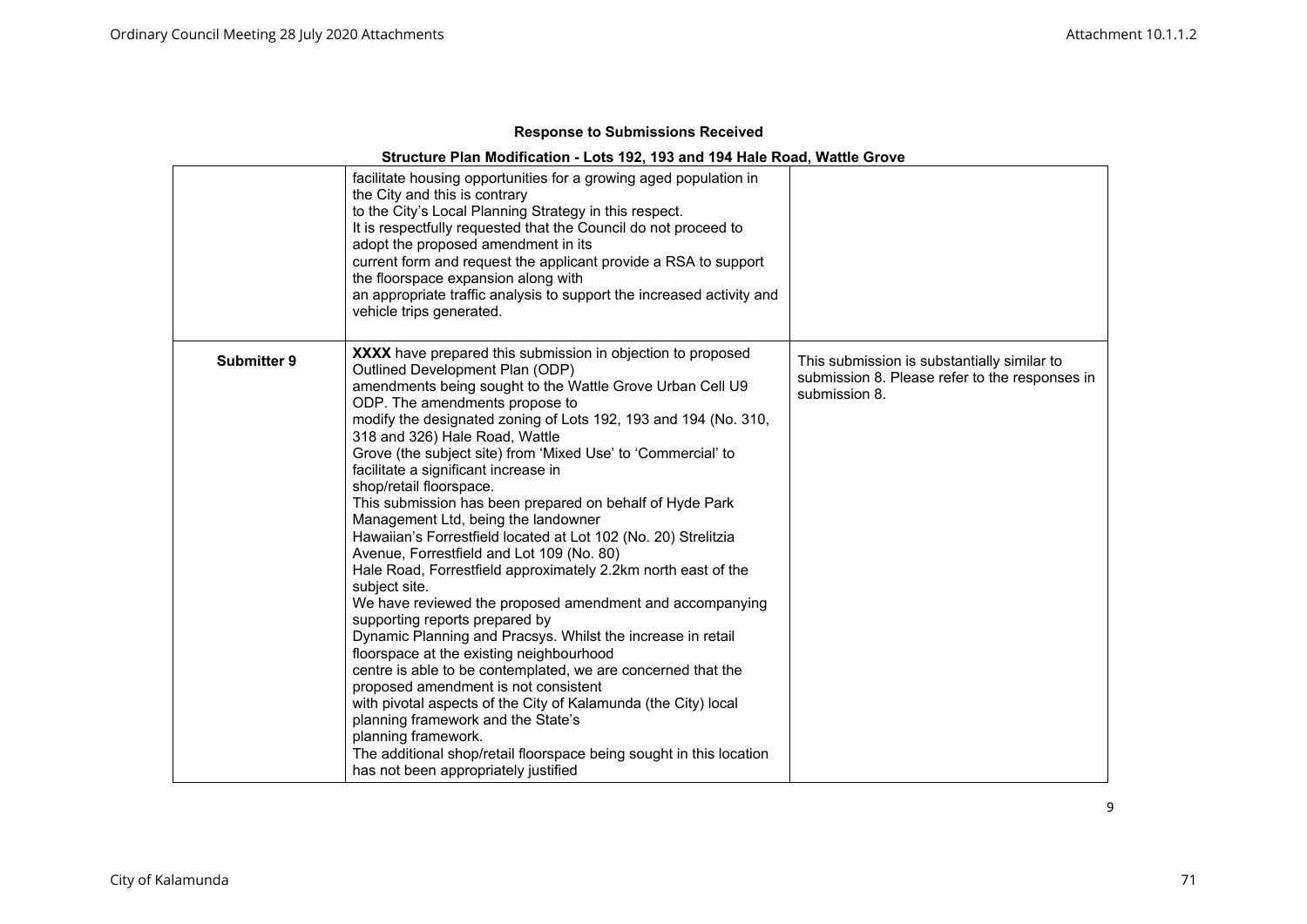**Response to Submissions Received**

**Structure Plan Modification - Lots 192, 193 and 194 Hale Road, Wattle Grove**

| | | |
|---|---|---|
| | facilitate housing opportunities for a growing aged population in the City and this is contrary to the City's Local Planning Strategy in this respect.<br>It is respectfully requested that the Council do not proceed to adopt the proposed amendment in its current form and request the applicant provide a RSA to support the floorspace expansion along with an appropriate traffic analysis to support the increased activity and vehicle trips generated. | |
| **Submitter 9** | **XXXX** have prepared this submission in objection to proposed Outlined Development Plan (ODP) amendments being sought to the Wattle Grove Urban Cell U9 ODP. The amendments propose to modify the designated zoning of Lots 192, 193 and 194 (No. 310, 318 and 326) Hale Road, Wattle Grove (the subject site) from 'Mixed Use' to 'Commercial' to facilitate a significant increase in shop/retail floorspace.<br>This submission has been prepared on behalf of Hyde Park Management Ltd, being the landowner Hawaiian's Forrestfield located at Lot 102 (No. 20) Strelitzia Avenue, Forrestfield and Lot 109 (No. 80) Hale Road, Forrestfield approximately 2.2km north east of the subject site.<br>We have reviewed the proposed amendment and accompanying supporting reports prepared by Dynamic Planning and Pracsys. Whilst the increase in retail floorspace at the existing neighbourhood centre is able to be contemplated, we are concerned that the proposed amendment is not consistent with pivotal aspects of the City of Kalamunda (the City) local planning framework and the State's planning framework.<br>The additional shop/retail floorspace being sought in this location has not been appropriately justified | This submission is substantially similar to submission 8. Please refer to the responses in submission 8. |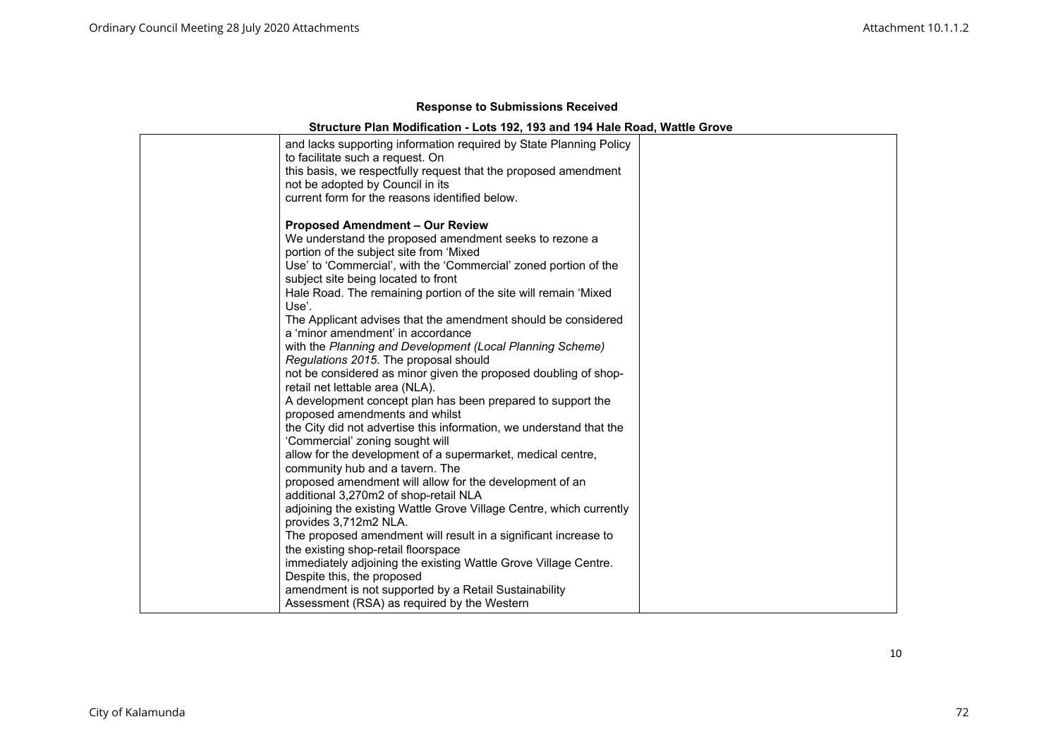**Response to Submissions Received**

**Structure Plan Modification - Lots 192, 193 and 194 Hale Road, Wattle Grove**

| | | |
|---|---|---|
| | and lacks supporting information required by State Planning Policy to facilitate such a request. On this basis, we respectfully request that the proposed amendment not be adopted by Council in its current form for the reasons identified below.<br><br>**Proposed Amendment – Our Review**<br>We understand the proposed amendment seeks to rezone a portion of the subject site from 'Mixed Use' to 'Commercial', with the 'Commercial' zoned portion of the subject site being located to front Hale Road. The remaining portion of the site will remain 'Mixed Use'.<br>The Applicant advises that the amendment should be considered a 'minor amendment' in accordance with the *Planning and Development (Local Planning Scheme) Regulations 2015*. The proposal should not be considered as minor given the proposed doubling of shop-retail net lettable area (NLA).<br>A development concept plan has been prepared to support the proposed amendments and whilst the City did not advertise this information, we understand that the 'Commercial' zoning sought will allow for the development of a supermarket, medical centre, community hub and a tavern. The proposed amendment will allow for the development of an additional 3,270m2 of shop-retail NLA adjoining the existing Wattle Grove Village Centre, which currently provides 3,712m2 NLA.<br>The proposed amendment will result in a significant increase to the existing shop-retail floorspace immediately adjoining the existing Wattle Grove Village Centre. Despite this, the proposed amendment is not supported by a Retail Sustainability Assessment (RSA) as required by the Western | |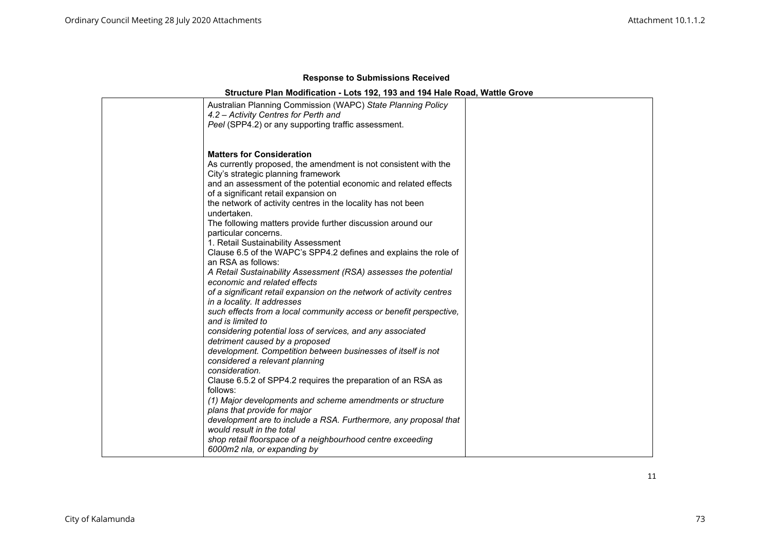## Response to Submissions Received

### Structure Plan Modification - Lots 192, 193 and 194 Hale Road, Wattle Grove

| | | |
|---|---|---|
| | Australian Planning Commission (WAPC) *State Planning Policy 4.2 – Activity Centres for Perth and Peel* (SPP4.2) or any supporting traffic assessment.<br><br>**Matters for Consideration**<br>As currently proposed, the amendment is not consistent with the City's strategic planning framework and an assessment of the potential economic and related effects of a significant retail expansion on the network of activity centres in the locality has not been undertaken.<br>The following matters provide further discussion around our particular concerns.<br>1. Retail Sustainability Assessment<br>Clause 6.5 of the WAPC's SPP4.2 defines and explains the role of an RSA as follows:<br>*A Retail Sustainability Assessment (RSA) assesses the potential economic and related effects of a significant retail expansion on the network of activity centres in a locality. It addresses such effects from a local community access or benefit perspective, and is limited to considering potential loss of services, and any associated detriment caused by a proposed development. Competition between businesses of itself is not considered a relevant planning consideration.*<br>Clause 6.5.2 of SPP4.2 requires the preparation of an RSA as follows:<br>*(1) Major developments and scheme amendments or structure plans that provide for major development are to include a RSA. Furthermore, any proposal that would result in the total shop retail floorspace of a neighbourhood centre exceeding 6000m2 nla, or expanding by* | |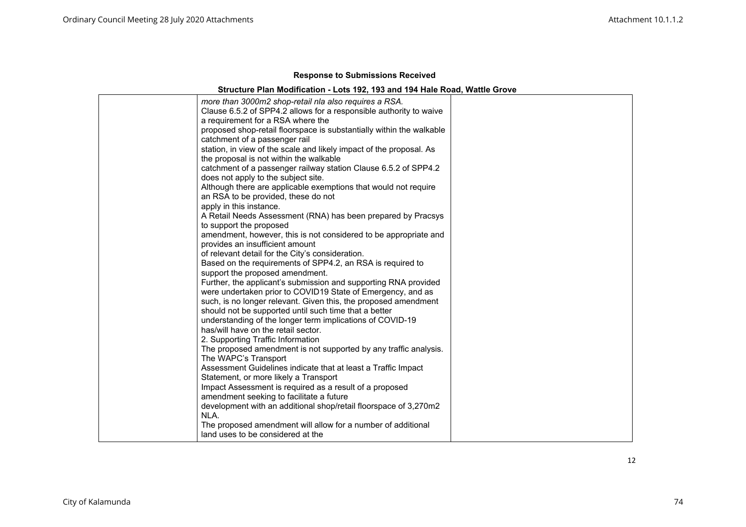**Response to Submissions Received**

**Structure Plan Modification - Lots 192, 193 and 194 Hale Road, Wattle Grove**

| | | |
|---|---|---|
| | *more than 3000m2 shop-retail nla also requires a RSA.*<br>Clause 6.5.2 of SPP4.2 allows for a responsible authority to waive a requirement for a RSA where the proposed shop-retail floorspace is substantially within the walkable catchment of a passenger rail station, in view of the scale and likely impact of the proposal. As the proposal is not within the walkable catchment of a passenger railway station Clause 6.5.2 of SPP4.2 does not apply to the subject site.<br>Although there are applicable exemptions that would not require an RSA to be provided, these do not apply in this instance.<br>A Retail Needs Assessment (RNA) has been prepared by Pracsys to support the proposed amendment, however, this is not considered to be appropriate and provides an insufficient amount of relevant detail for the City's consideration.<br>Based on the requirements of SPP4.2, an RSA is required to support the proposed amendment.<br>Further, the applicant's submission and supporting RNA provided were undertaken prior to COVID19 State of Emergency, and as such, is no longer relevant. Given this, the proposed amendment should not be supported until such time that a better understanding of the longer term implications of COVID-19 has/will have on the retail sector.<br>2. Supporting Traffic Information<br>The proposed amendment is not supported by any traffic analysis. The WAPC's Transport Assessment Guidelines indicate that at least a Traffic Impact Statement, or more likely a Transport Impact Assessment is required as a result of a proposed amendment seeking to facilitate a future development with an additional shop/retail floorspace of 3,270m2 NLA.<br>The proposed amendment will allow for a number of additional land uses to be considered at the | |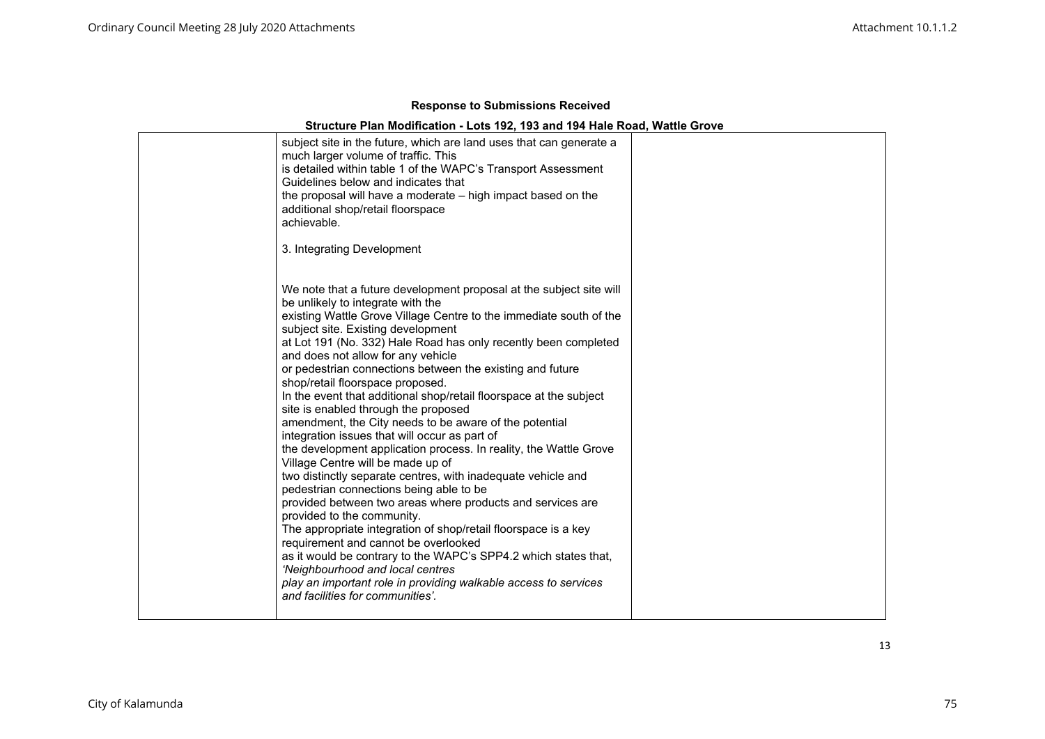**Response to Submissions Received**

**Structure Plan Modification - Lots 192, 193 and 194 Hale Road, Wattle Grove**

| | | |
|---|---|---|
| | subject site in the future, which are land uses that can generate a much larger volume of traffic. This is detailed within table 1 of the WAPC's Transport Assessment Guidelines below and indicates that the proposal will have a moderate – high impact based on the additional shop/retail floorspace achievable.<br><br>3. Integrating Development<br><br>We note that a future development proposal at the subject site will be unlikely to integrate with the existing Wattle Grove Village Centre to the immediate south of the subject site. Existing development at Lot 191 (No. 332) Hale Road has only recently been completed and does not allow for any vehicle or pedestrian connections between the existing and future shop/retail floorspace proposed.<br>In the event that additional shop/retail floorspace at the subject site is enabled through the proposed amendment, the City needs to be aware of the potential integration issues that will occur as part of the development application process. In reality, the Wattle Grove Village Centre will be made up of two distinctly separate centres, with inadequate vehicle and pedestrian connections being able to be provided between two areas where products and services are provided to the community.<br>The appropriate integration of shop/retail floorspace is a key requirement and cannot be overlooked as it would be contrary to the WAPC's SPP4.2 which states that, *'Neighbourhood and local centres play an important role in providing walkable access to services and facilities for communities'.* | |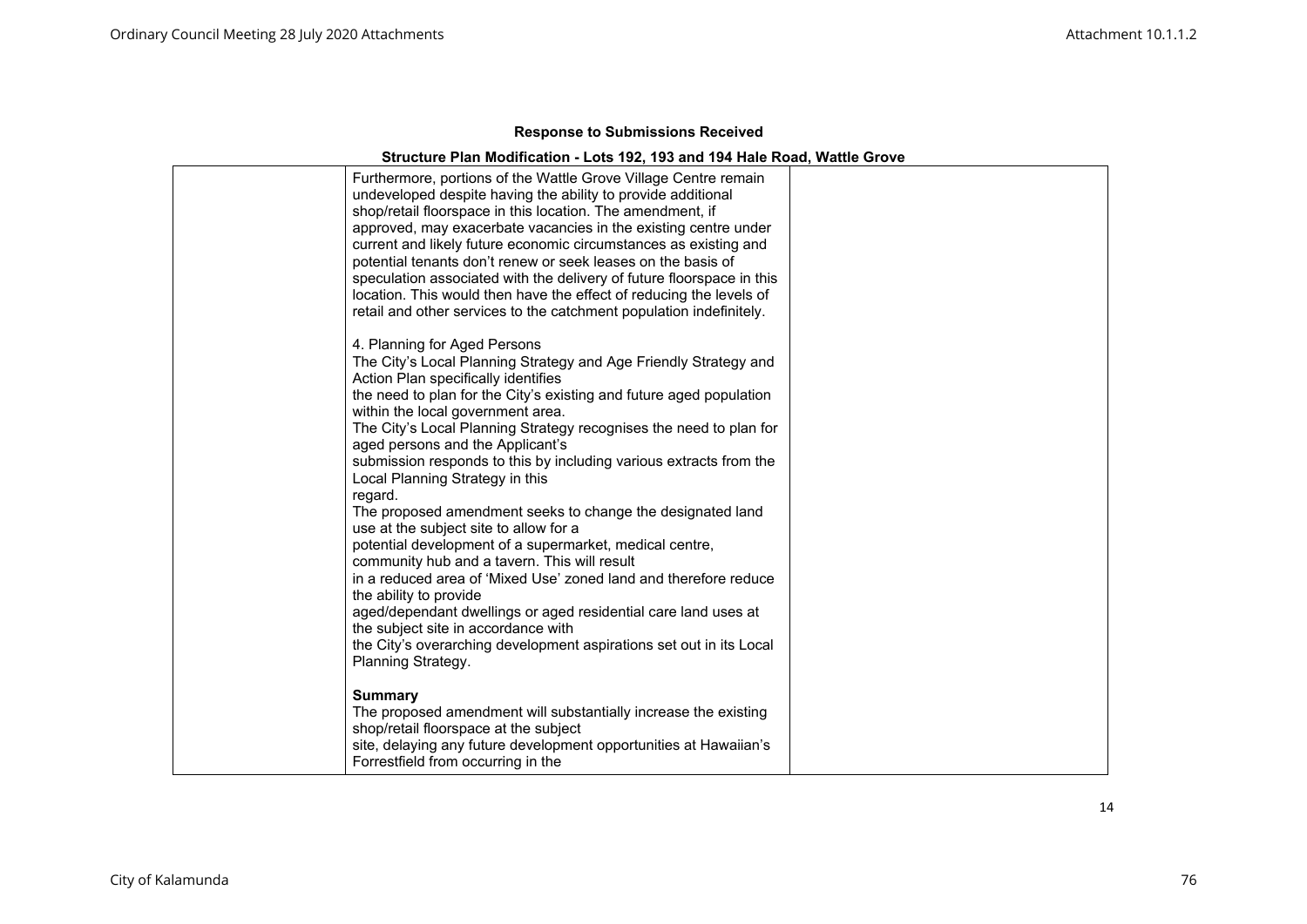**Response to Submissions Received**

**Structure Plan Modification - Lots 192, 193 and 194 Hale Road, Wattle Grove**

| | | |
|---|---|---|
| | Furthermore, portions of the Wattle Grove Village Centre remain undeveloped despite having the ability to provide additional shop/retail floorspace in this location. The amendment, if approved, may exacerbate vacancies in the existing centre under current and likely future economic circumstances as existing and potential tenants don't renew or seek leases on the basis of speculation associated with the delivery of future floorspace in this location. This would then have the effect of reducing the levels of retail and other services to the catchment population indefinitely.<br><br>4. Planning for Aged Persons<br>The City's Local Planning Strategy and Age Friendly Strategy and Action Plan specifically identifies the need to plan for the City's existing and future aged population within the local government area.<br>The City's Local Planning Strategy recognises the need to plan for aged persons and the Applicant's submission responds to this by including various extracts from the Local Planning Strategy in this regard.<br>The proposed amendment seeks to change the designated land use at the subject site to allow for a potential development of a supermarket, medical centre, community hub and a tavern. This will result in a reduced area of 'Mixed Use' zoned land and therefore reduce the ability to provide aged/dependant dwellings or aged residential care land uses at the subject site in accordance with the City's overarching development aspirations set out in its Local Planning Strategy.<br><br>**Summary**<br>The proposed amendment will substantially increase the existing shop/retail floorspace at the subject site, delaying any future development opportunities at Hawaiian's Forrestfield from occurring in the | |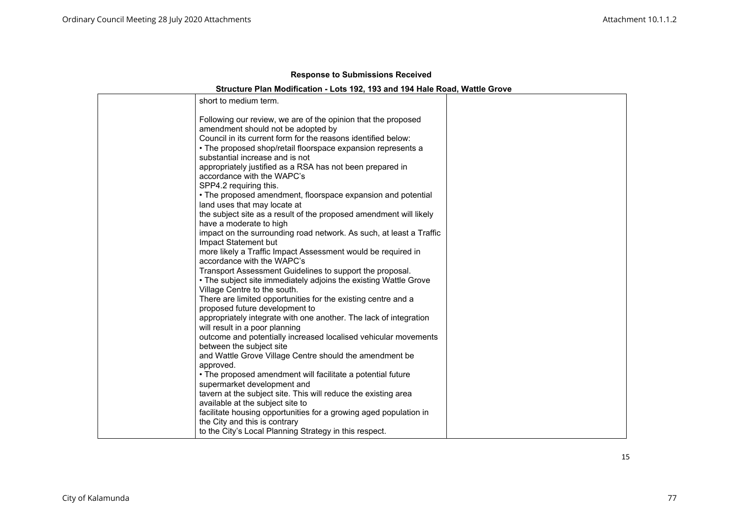**Response to Submissions Received**

**Structure Plan Modification - Lots 192, 193 and 194 Hale Road, Wattle Grove**

| | | |
|---|---|---|
| | short to medium term.<br><br>Following our review, we are of the opinion that the proposed amendment should not be adopted by Council in its current form for the reasons identified below:<br>• The proposed shop/retail floorspace expansion represents a substantial increase and is not appropriately justified as a RSA has not been prepared in accordance with the WAPC's SPP4.2 requiring this.<br>• The proposed amendment, floorspace expansion and potential land uses that may locate at the subject site as a result of the proposed amendment will likely have a moderate to high impact on the surrounding road network. As such, at least a Traffic Impact Statement but more likely a Traffic Impact Assessment would be required in accordance with the WAPC's Transport Assessment Guidelines to support the proposal.<br>• The subject site immediately adjoins the existing Wattle Grove Village Centre to the south. There are limited opportunities for the existing centre and a proposed future development to appropriately integrate with one another. The lack of integration will result in a poor planning outcome and potentially increased localised vehicular movements between the subject site and Wattle Grove Village Centre should the amendment be approved.<br>• The proposed amendment will facilitate a potential future supermarket development and tavern at the subject site. This will reduce the existing area available at the subject site to facilitate housing opportunities for a growing aged population in the City and this is contrary to the City's Local Planning Strategy in this respect. | |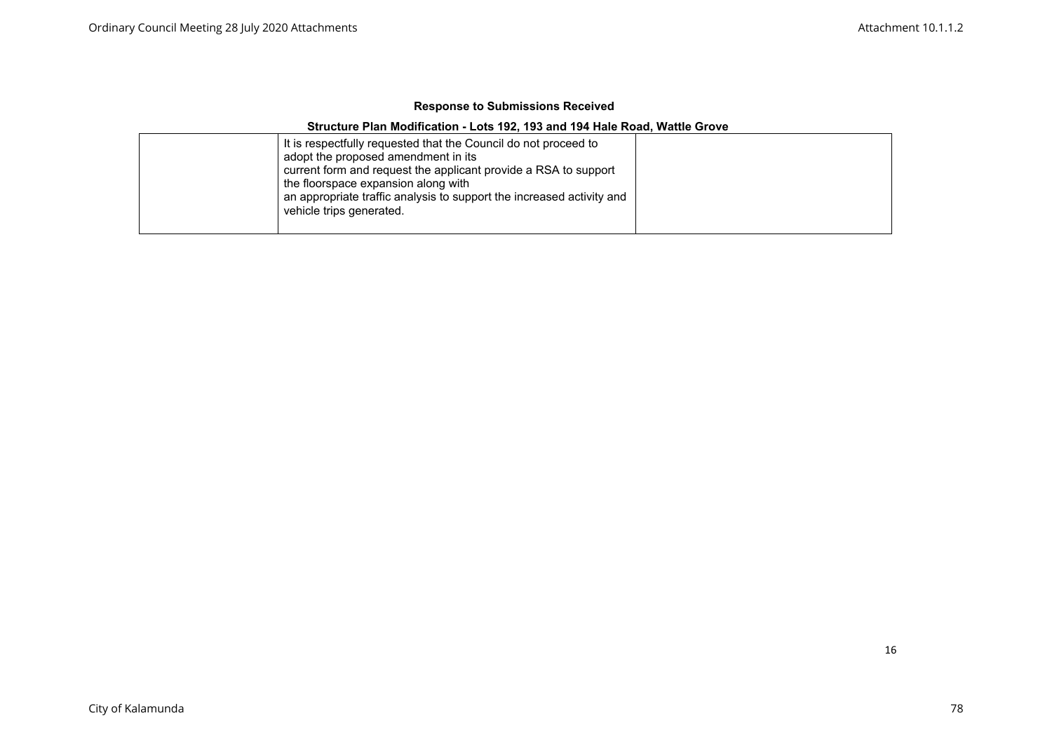**Response to Submissions Received**

**Structure Plan Modification - Lots 192, 193 and 194 Hale Road, Wattle Grove**

| | | |
|---|---|---|
| | It is respectfully requested that the Council do not proceed to adopt the proposed amendment in its current form and request the applicant provide a RSA to support the floorspace expansion along with an appropriate traffic analysis to support the increased activity and vehicle trips generated. | |